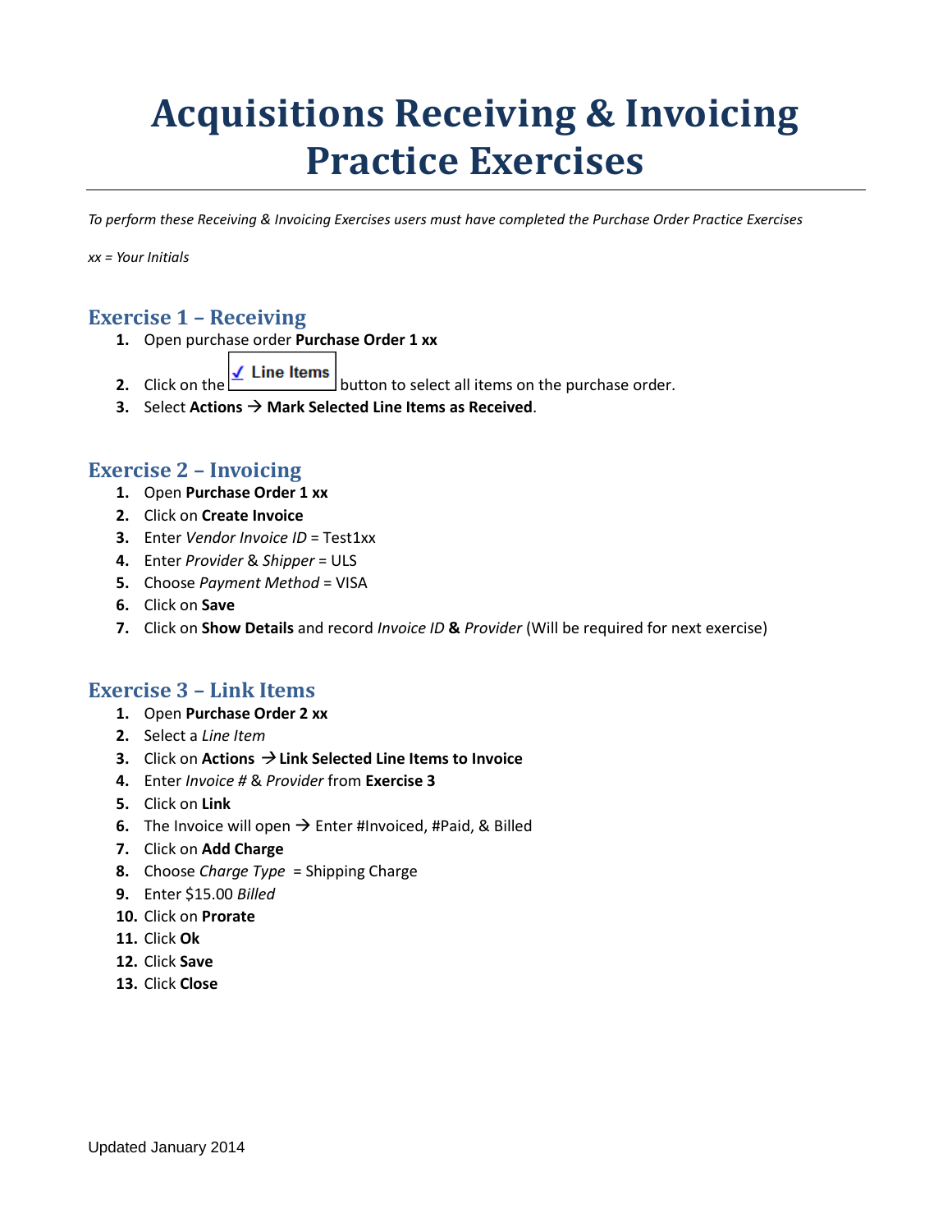# Acquisitions Receiving & Invoicing Practice Exercises

*To perform these Receiving & Invoicing Exercises users must have completed the Purchase Order Practice Exercises*

*xx = Your Initials*

## Exercise 1 – Receiving

1. Open purchase order **Purchase Order 1 xx**
2. Click on the ✓ Line Items button to select all items on the purchase order.
3. Select **Actions** → **Mark Selected Line Items as Received**.

## Exercise 2 – Invoicing

1. Open **Purchase Order 1 xx**
2. Click on **Create Invoice**
3. Enter *Vendor Invoice ID* = Test1xx
4. Enter *Provider* & *Shipper* = ULS
5. Choose *Payment Method* = VISA
6. Click on **Save**
7. Click on **Show Details** and record *Invoice ID* **&** *Provider* (Will be required for next exercise)

## Exercise 3 – Link Items

1. Open **Purchase Order 2 xx**
2. Select a *Line Item*
3. Click on **Actions** → **Link Selected Line Items to Invoice**
4. Enter *Invoice #* & *Provider* from **Exercise 3**
5. Click on **Link**
6. The Invoice will open → Enter #Invoiced, #Paid, & Billed
7. Click on **Add Charge**
8. Choose *Charge Type* = Shipping Charge
9. Enter $15.00 *Billed*
10. Click on **Prorate**
11. Click **Ok**
12. Click **Save**
13. Click **Close**

Updated January 2014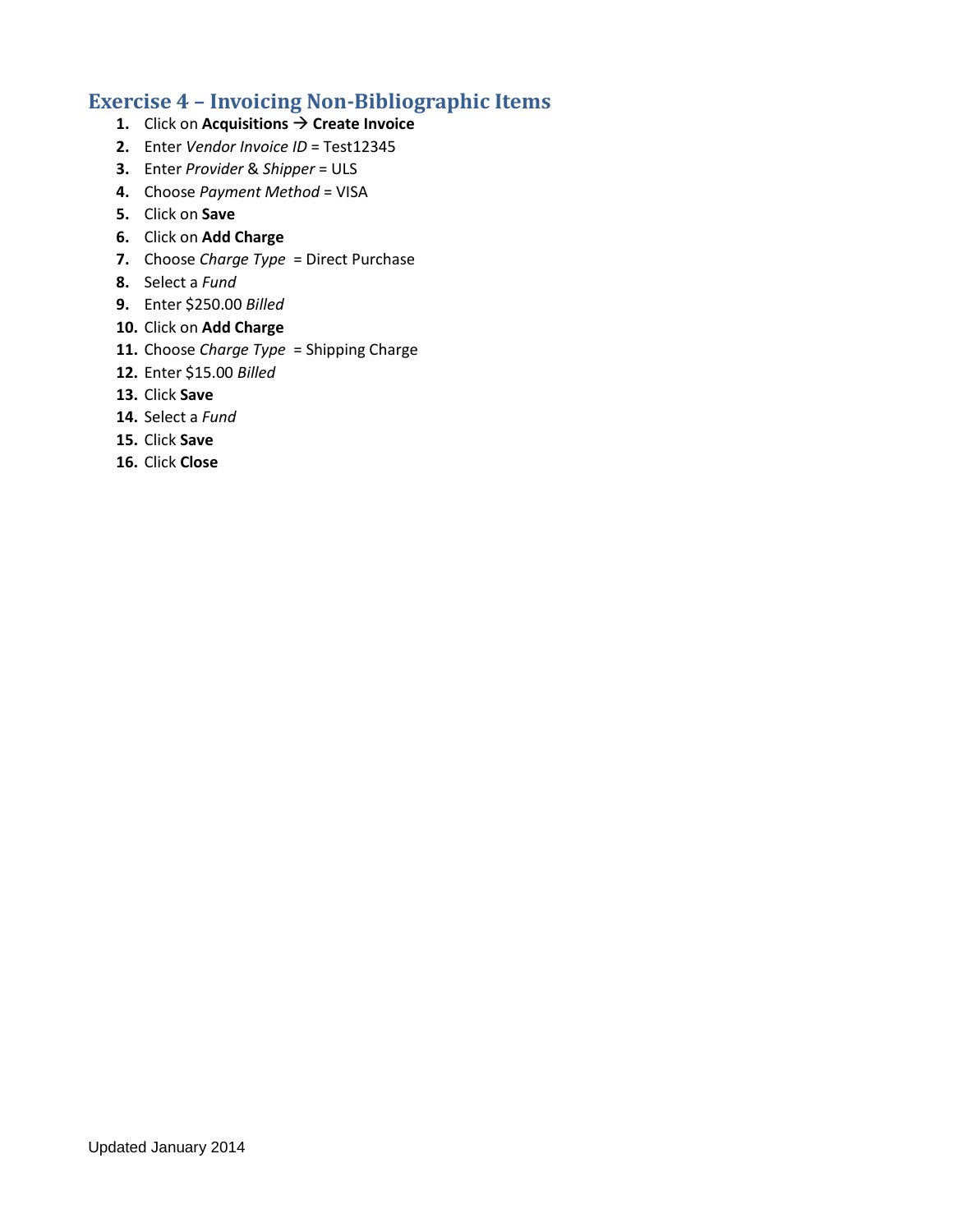## Exercise 4 – Invoicing Non-Bibliographic Items

1. Click on **Acquisitions** → **Create Invoice**
2. Enter *Vendor Invoice ID* = Test12345
3. Enter *Provider* & *Shipper* = ULS
4. Choose *Payment Method* = VISA
5. Click on **Save**
6. Click on **Add Charge**
7. Choose *Charge Type* = Direct Purchase
8. Select a *Fund*
9. Enter $250.00 *Billed*
10. Click on **Add Charge**
11. Choose *Charge Type* = Shipping Charge
12. Enter $15.00 *Billed*
13. Click **Save**
14. Select a *Fund*
15. Click **Save**
16. Click **Close**

Updated January 2014